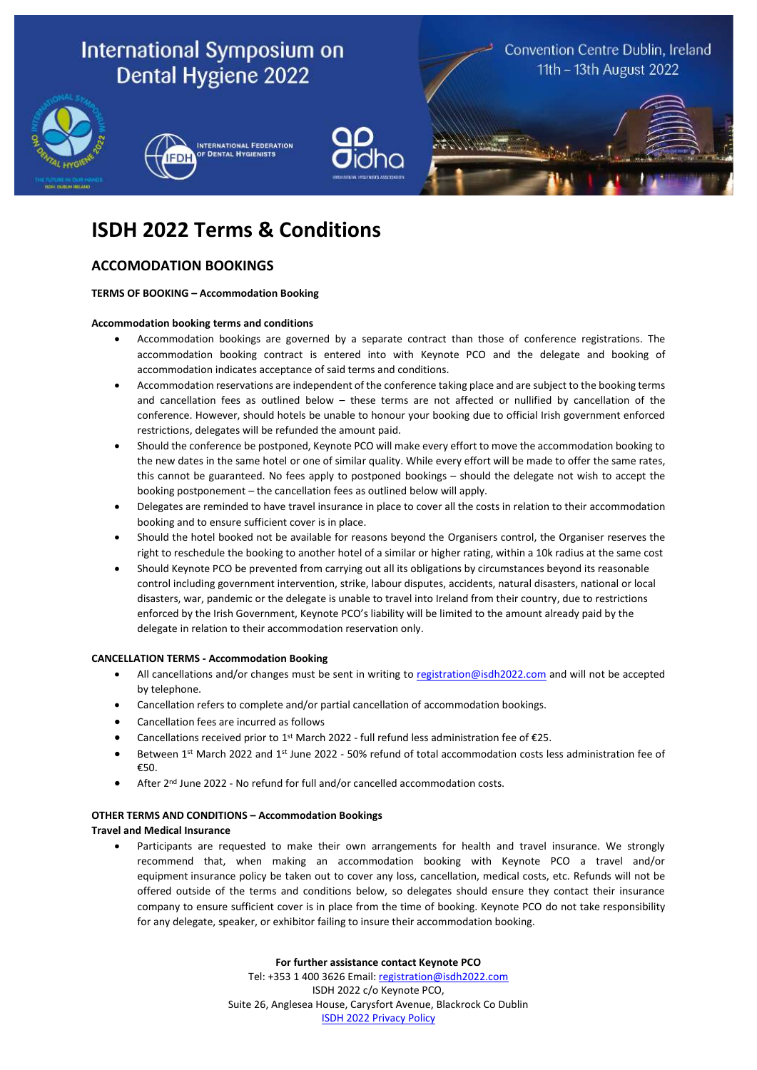International Symposium on Dental Hygiene 2022

Convention Centre Dublin, Ireland
11th – 13th August 2022

# ISDH 2022 Terms & Conditions

## ACCOMODATION BOOKINGS

**TERMS OF BOOKING – Accommodation Booking**

**Accommodation booking terms and conditions**

- Accommodation bookings are governed by a separate contract than those of conference registrations. The accommodation booking contract is entered into with Keynote PCO and the delegate and booking of accommodation indicates acceptance of said terms and conditions.
- Accommodation reservations are independent of the conference taking place and are subject to the booking terms and cancellation fees as outlined below – these terms are not affected or nullified by cancellation of the conference. However, should hotels be unable to honour your booking due to official Irish government enforced restrictions, delegates will be refunded the amount paid.
- Should the conference be postponed, Keynote PCO will make every effort to move the accommodation booking to the new dates in the same hotel or one of similar quality. While every effort will be made to offer the same rates, this cannot be guaranteed. No fees apply to postponed bookings – should the delegate not wish to accept the booking postponement – the cancellation fees as outlined below will apply.
- Delegates are reminded to have travel insurance in place to cover all the costs in relation to their accommodation booking and to ensure sufficient cover is in place.
- Should the hotel booked not be available for reasons beyond the Organisers control, the Organiser reserves the right to reschedule the booking to another hotel of a similar or higher rating, within a 10k radius at the same cost
- Should Keynote PCO be prevented from carrying out all its obligations by circumstances beyond its reasonable control including government intervention, strike, labour disputes, accidents, natural disasters, national or local disasters, war, pandemic or the delegate is unable to travel into Ireland from their country, due to restrictions enforced by the Irish Government, Keynote PCO's liability will be limited to the amount already paid by the delegate in relation to their accommodation reservation only.

**CANCELLATION TERMS - Accommodation Booking**

- All cancellations and/or changes must be sent in writing to registration@isdh2022.com and will not be accepted by telephone.
- Cancellation refers to complete and/or partial cancellation of accommodation bookings.
- Cancellation fees are incurred as follows
- Cancellations received prior to 1st March 2022 - full refund less administration fee of €25.
- Between 1st March 2022 and 1st June 2022 - 50% refund of total accommodation costs less administration fee of €50.
- After 2nd June 2022 - No refund for full and/or cancelled accommodation costs.

**OTHER TERMS AND CONDITIONS – Accommodation Bookings**

**Travel and Medical Insurance**

- Participants are requested to make their own arrangements for health and travel insurance. We strongly recommend that, when making an accommodation booking with Keynote PCO a travel and/or equipment insurance policy be taken out to cover any loss, cancellation, medical costs, etc. Refunds will not be offered outside of the terms and conditions below, so delegates should ensure they contact their insurance company to ensure sufficient cover is in place from the time of booking. Keynote PCO do not take responsibility for any delegate, speaker, or exhibitor failing to insure their accommodation booking.

**For further assistance contact Keynote PCO**
Tel: +353 1 400 3626 Email: registration@isdh2022.com
ISDH 2022 c/o Keynote PCO,
Suite 26, Anglesea House, Carysfort Avenue, Blackrock Co Dublin
ISDH 2022 Privacy Policy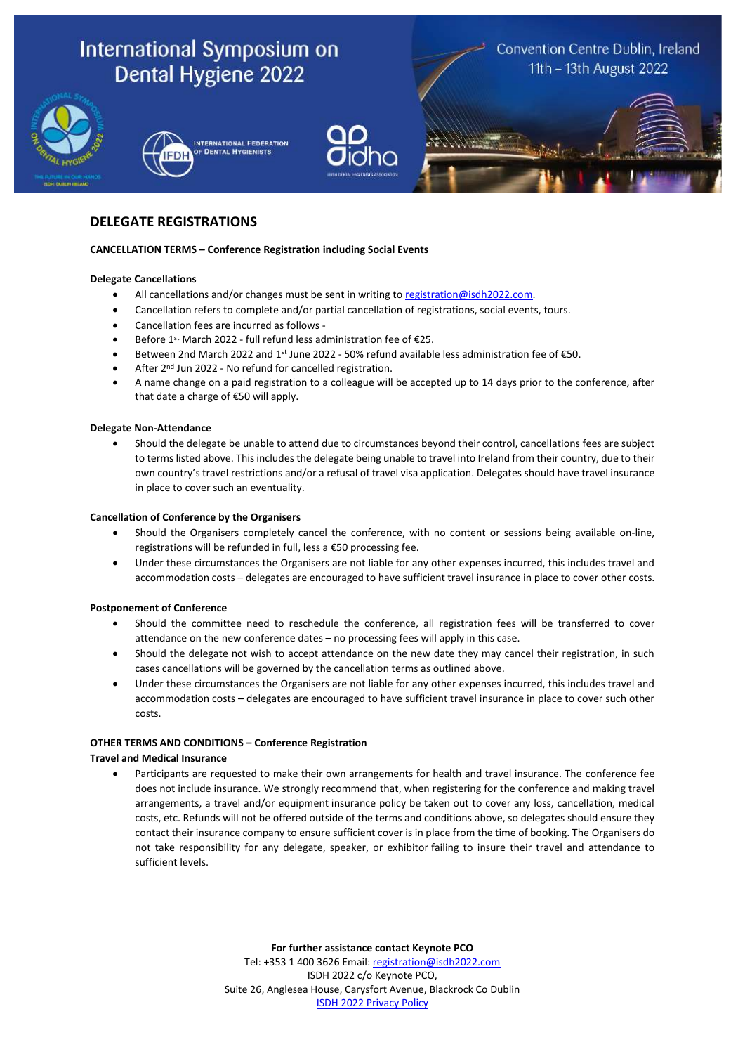# DELEGATE REGISTRATIONS

**CANCELLATION TERMS – Conference Registration including Social Events**

**Delegate Cancellations**

- All cancellations and/or changes must be sent in writing to registration@isdh2022.com.
- Cancellation refers to complete and/or partial cancellation of registrations, social events, tours.
- Cancellation fees are incurred as follows -
- Before 1st March 2022 - full refund less administration fee of €25.
- Between 2nd March 2022 and 1st June 2022 - 50% refund available less administration fee of €50.
- After 2nd Jun 2022 - No refund for cancelled registration.
- A name change on a paid registration to a colleague will be accepted up to 14 days prior to the conference, after that date a charge of €50 will apply.

**Delegate Non-Attendance**

- Should the delegate be unable to attend due to circumstances beyond their control, cancellations fees are subject to terms listed above. This includes the delegate being unable to travel into Ireland from their country, due to their own country's travel restrictions and/or a refusal of travel visa application. Delegates should have travel insurance in place to cover such an eventuality.

**Cancellation of Conference by the Organisers**

- Should the Organisers completely cancel the conference, with no content or sessions being available on-line, registrations will be refunded in full, less a €50 processing fee.
- Under these circumstances the Organisers are not liable for any other expenses incurred, this includes travel and accommodation costs – delegates are encouraged to have sufficient travel insurance in place to cover other costs.

**Postponement of Conference**

- Should the committee need to reschedule the conference, all registration fees will be transferred to cover attendance on the new conference dates – no processing fees will apply in this case.
- Should the delegate not wish to accept attendance on the new date they may cancel their registration, in such cases cancellations will be governed by the cancellation terms as outlined above.
- Under these circumstances the Organisers are not liable for any other expenses incurred, this includes travel and accommodation costs – delegates are encouraged to have sufficient travel insurance in place to cover such other costs.

**OTHER TERMS AND CONDITIONS – Conference Registration**

**Travel and Medical Insurance**

- Participants are requested to make their own arrangements for health and travel insurance. The conference fee does not include insurance. We strongly recommend that, when registering for the conference and making travel arrangements, a travel and/or equipment insurance policy be taken out to cover any loss, cancellation, medical costs, etc. Refunds will not be offered outside of the terms and conditions above, so delegates should ensure they contact their insurance company to ensure sufficient cover is in place from the time of booking. The Organisers do not take responsibility for any delegate, speaker, or exhibitor failing to insure their travel and attendance to sufficient levels.

**For further assistance contact Keynote PCO**
Tel: +353 1 400 3626 Email: registration@isdh2022.com
ISDH 2022 c/o Keynote PCO,
Suite 26, Anglesea House, Carysfort Avenue, Blackrock Co Dublin
ISDH 2022 Privacy Policy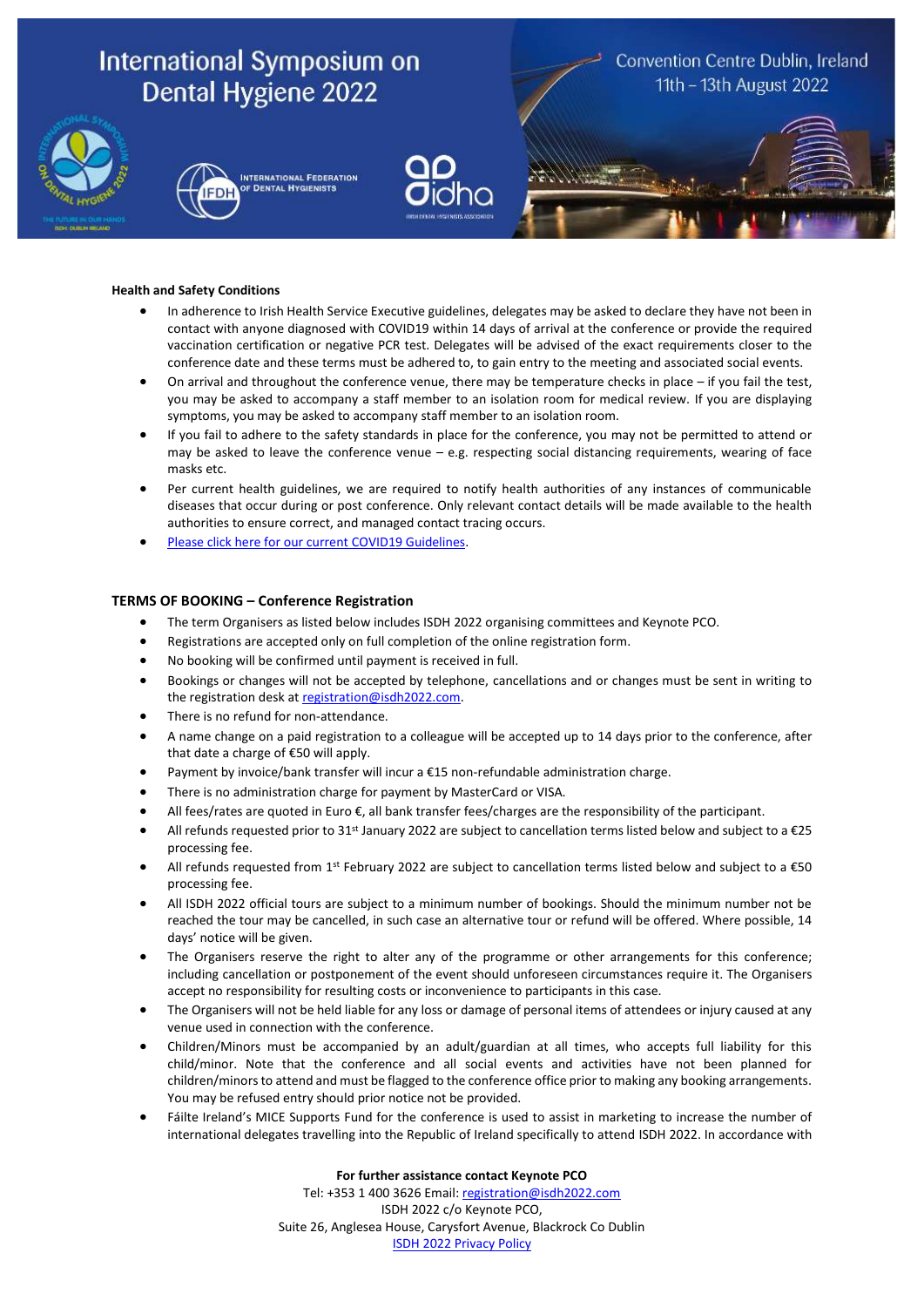**Health and Safety Conditions**

- In adherence to Irish Health Service Executive guidelines, delegates may be asked to declare they have not been in contact with anyone diagnosed with COVID19 within 14 days of arrival at the conference or provide the required vaccination certification or negative PCR test. Delegates will be advised of the exact requirements closer to the conference date and these terms must be adhered to, to gain entry to the meeting and associated social events.
- On arrival and throughout the conference venue, there may be temperature checks in place – if you fail the test, you may be asked to accompany a staff member to an isolation room for medical review. If you are displaying symptoms, you may be asked to accompany staff member to an isolation room.
- If you fail to adhere to the safety standards in place for the conference, you may not be permitted to attend or may be asked to leave the conference venue – e.g. respecting social distancing requirements, wearing of face masks etc.
- Per current health guidelines, we are required to notify health authorities of any instances of communicable diseases that occur during or post conference. Only relevant contact details will be made available to the health authorities to ensure correct, and managed contact tracing occurs.
- Please click here for our current COVID19 Guidelines.

## TERMS OF BOOKING – Conference Registration

- The term Organisers as listed below includes ISDH 2022 organising committees and Keynote PCO.
- Registrations are accepted only on full completion of the online registration form.
- No booking will be confirmed until payment is received in full.
- Bookings or changes will not be accepted by telephone, cancellations and or changes must be sent in writing to the registration desk at registration@isdh2022.com.
- There is no refund for non-attendance.
- A name change on a paid registration to a colleague will be accepted up to 14 days prior to the conference, after that date a charge of €50 will apply.
- Payment by invoice/bank transfer will incur a €15 non-refundable administration charge.
- There is no administration charge for payment by MasterCard or VISA.
- All fees/rates are quoted in Euro €, all bank transfer fees/charges are the responsibility of the participant.
- All refunds requested prior to 31st January 2022 are subject to cancellation terms listed below and subject to a €25 processing fee.
- All refunds requested from 1st February 2022 are subject to cancellation terms listed below and subject to a €50 processing fee.
- All ISDH 2022 official tours are subject to a minimum number of bookings. Should the minimum number not be reached the tour may be cancelled, in such case an alternative tour or refund will be offered. Where possible, 14 days' notice will be given.
- The Organisers reserve the right to alter any of the programme or other arrangements for this conference; including cancellation or postponement of the event should unforeseen circumstances require it. The Organisers accept no responsibility for resulting costs or inconvenience to participants in this case.
- The Organisers will not be held liable for any loss or damage of personal items of attendees or injury caused at any venue used in connection with the conference.
- Children/Minors must be accompanied by an adult/guardian at all times, who accepts full liability for this child/minor. Note that the conference and all social events and activities have not been planned for children/minors to attend and must be flagged to the conference office prior to making any booking arrangements. You may be refused entry should prior notice not be provided.
- Fáilte Ireland's MICE Supports Fund for the conference is used to assist in marketing to increase the number of international delegates travelling into the Republic of Ireland specifically to attend ISDH 2022. In accordance with

**For further assistance contact Keynote PCO**
Tel: +353 1 400 3626 Email: registration@isdh2022.com
ISDH 2022 c/o Keynote PCO,
Suite 26, Anglesea House, Carysfort Avenue, Blackrock Co Dublin
ISDH 2022 Privacy Policy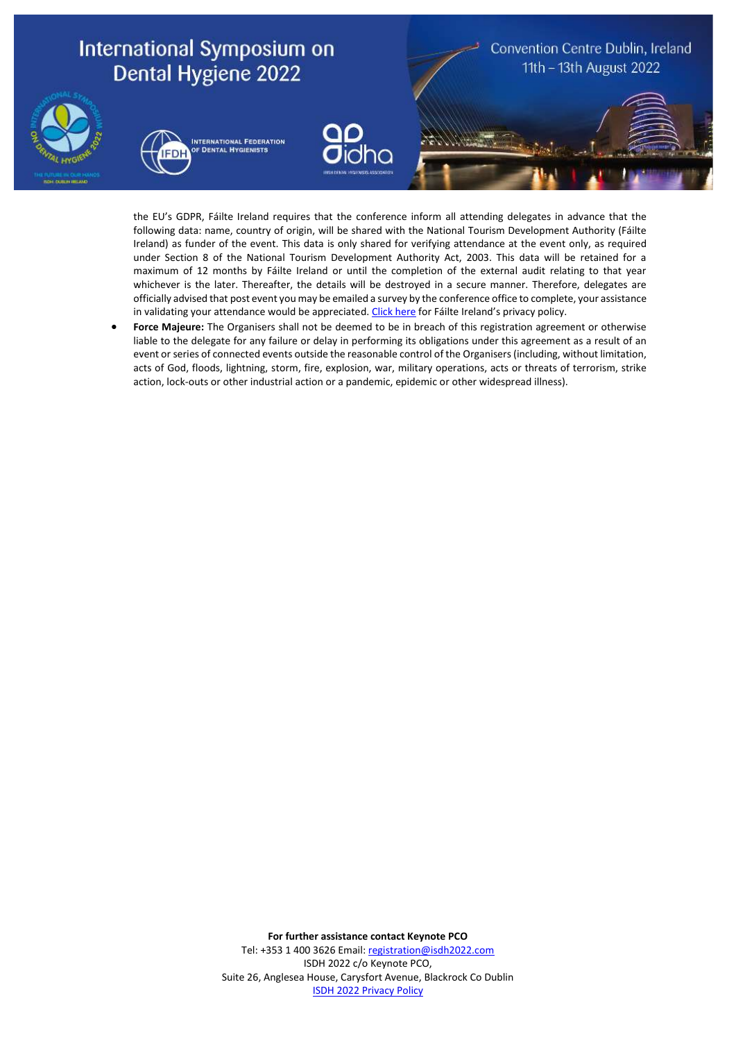the EU's GDPR, Fáilte Ireland requires that the conference inform all attending delegates in advance that the following data: name, country of origin, will be shared with the National Tourism Development Authority (Fáilte Ireland) as funder of the event. This data is only shared for verifying attendance at the event only, as required under Section 8 of the National Tourism Development Authority Act, 2003. This data will be retained for a maximum of 12 months by Fáilte Ireland or until the completion of the external audit relating to that year whichever is the later. Thereafter, the details will be destroyed in a secure manner. Therefore, delegates are officially advised that post event you may be emailed a survey by the conference office to complete, your assistance in validating your attendance would be appreciated. Click here for Fáilte Ireland's privacy policy.

- **Force Majeure:** The Organisers shall not be deemed to be in breach of this registration agreement or otherwise liable to the delegate for any failure or delay in performing its obligations under this agreement as a result of an event or series of connected events outside the reasonable control of the Organisers (including, without limitation, acts of God, floods, lightning, storm, fire, explosion, war, military operations, acts or threats of terrorism, strike action, lock-outs or other industrial action or a pandemic, epidemic or other widespread illness).

**For further assistance contact Keynote PCO**
Tel: +353 1 400 3626 Email: registration@isdh2022.com
ISDH 2022 c/o Keynote PCO,
Suite 26, Anglesea House, Carysfort Avenue, Blackrock Co Dublin
ISDH 2022 Privacy Policy